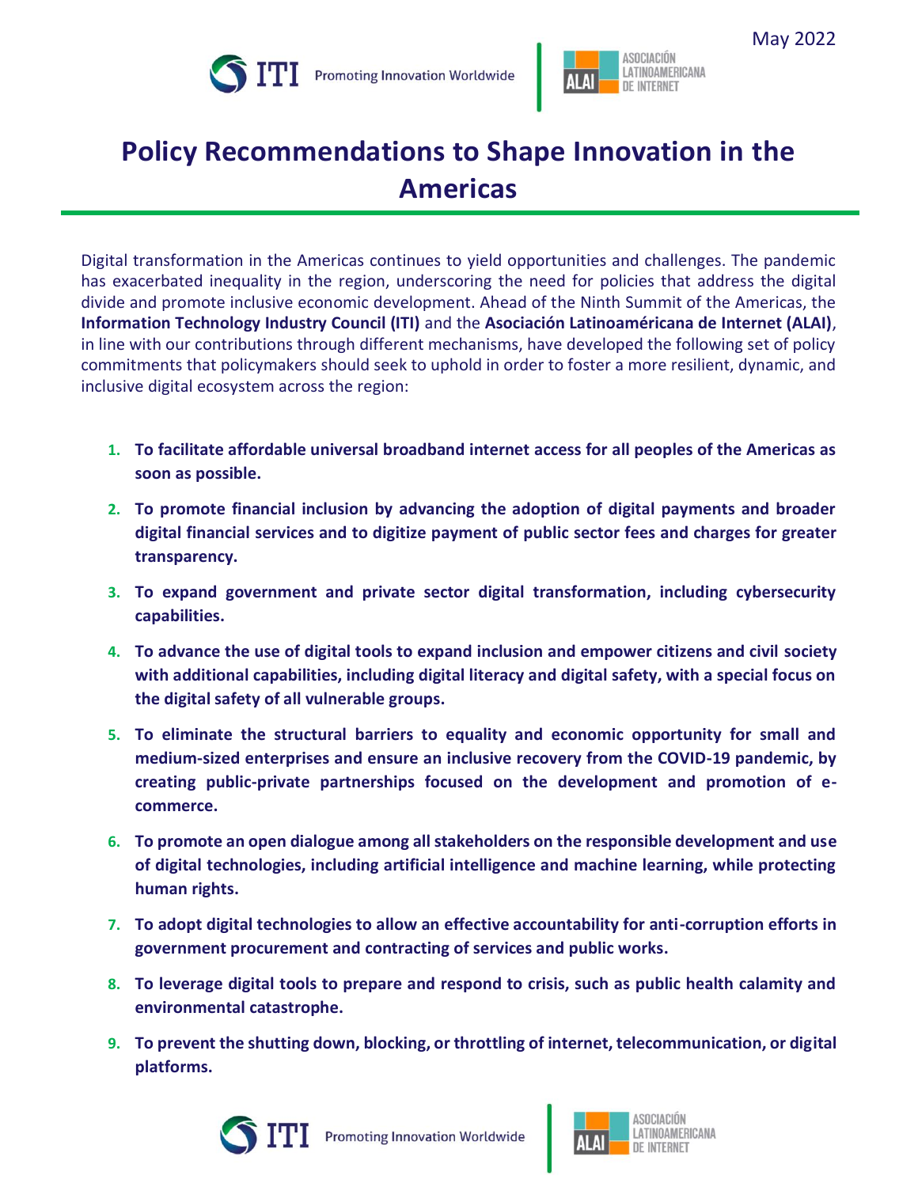May 2022

# Policy Recommendations to Shape Innovation in the Americas

Digital transformation in the Americas continues to yield opportunities and challenges. The pandemic has exacerbated inequality in the region, underscoring the need for policies that address the digital divide and promote inclusive economic development. Ahead of the Ninth Summit of the Americas, the **Information Technology Industry Council (ITI)** and the **Asociación Latinoaméricana de Internet (ALAI)**, in line with our contributions through different mechanisms, have developed the following set of policy commitments that policymakers should seek to uphold in order to foster a more resilient, dynamic, and inclusive digital ecosystem across the region:

1. **To facilitate affordable universal broadband internet access for all peoples of the Americas as soon as possible.**
2. **To promote financial inclusion by advancing the adoption of digital payments and broader digital financial services and to digitize payment of public sector fees and charges for greater transparency.**
3. **To expand government and private sector digital transformation, including cybersecurity capabilities.**
4. **To advance the use of digital tools to expand inclusion and empower citizens and civil society with additional capabilities, including digital literacy and digital safety, with a special focus on the digital safety of all vulnerable groups.**
5. **To eliminate the structural barriers to equality and economic opportunity for small and medium-sized enterprises and ensure an inclusive recovery from the COVID-19 pandemic, by creating public-private partnerships focused on the development and promotion of e-commerce.**
6. **To promote an open dialogue among all stakeholders on the responsible development and use of digital technologies, including artificial intelligence and machine learning, while protecting human rights.**
7. **To adopt digital technologies to allow an effective accountability for anti-corruption efforts in government procurement and contracting of services and public works.**
8. **To leverage digital tools to prepare and respond to crisis, such as public health calamity and environmental catastrophe.**
9. **To prevent the shutting down, blocking, or throttling of internet, telecommunication, or digital platforms.**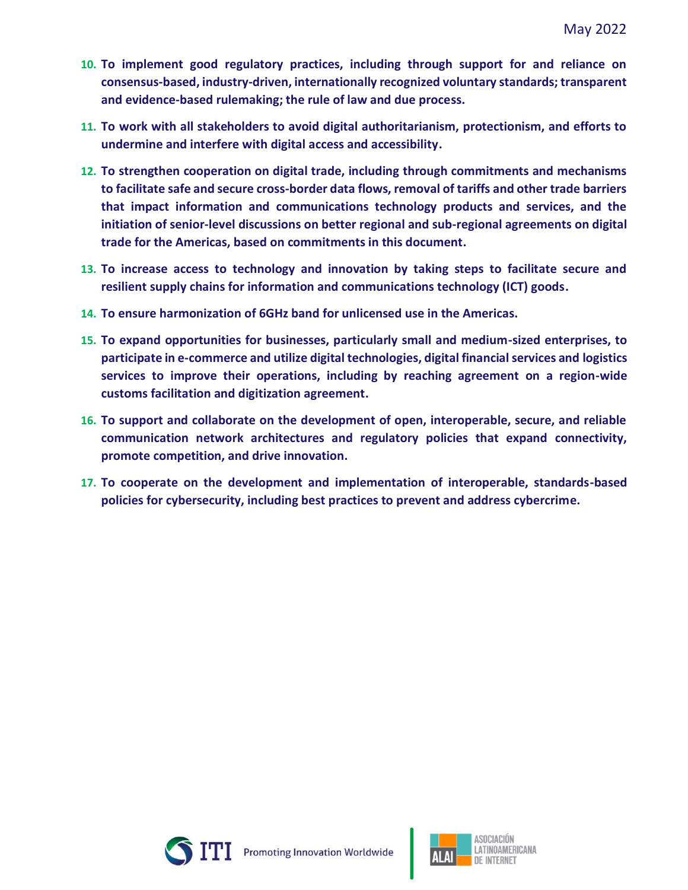10. **To implement good regulatory practices, including through support for and reliance on consensus-based, industry-driven, internationally recognized voluntary standards; transparent and evidence-based rulemaking; the rule of law and due process.**

11. **To work with all stakeholders to avoid digital authoritarianism, protectionism, and efforts to undermine and interfere with digital access and accessibility.**

12. **To strengthen cooperation on digital trade, including through commitments and mechanisms to facilitate safe and secure cross-border data flows, removal of tariffs and other trade barriers that impact information and communications technology products and services, and the initiation of senior-level discussions on better regional and sub-regional agreements on digital trade for the Americas, based on commitments in this document.**

13. **To increase access to technology and innovation by taking steps to facilitate secure and resilient supply chains for information and communications technology (ICT) goods.**

14. **To ensure harmonization of 6GHz band for unlicensed use in the Americas.**

15. **To expand opportunities for businesses, particularly small and medium-sized enterprises, to participate in e-commerce and utilize digital technologies, digital financial services and logistics services to improve their operations, including by reaching agreement on a region-wide customs facilitation and digitization agreement.**

16. **To support and collaborate on the development of open, interoperable, secure, and reliable communication network architectures and regulatory policies that expand connectivity, promote competition, and drive innovation.**

17. **To cooperate on the development and implementation of interoperable, standards-based policies for cybersecurity, including best practices to prevent and address cybercrime.**